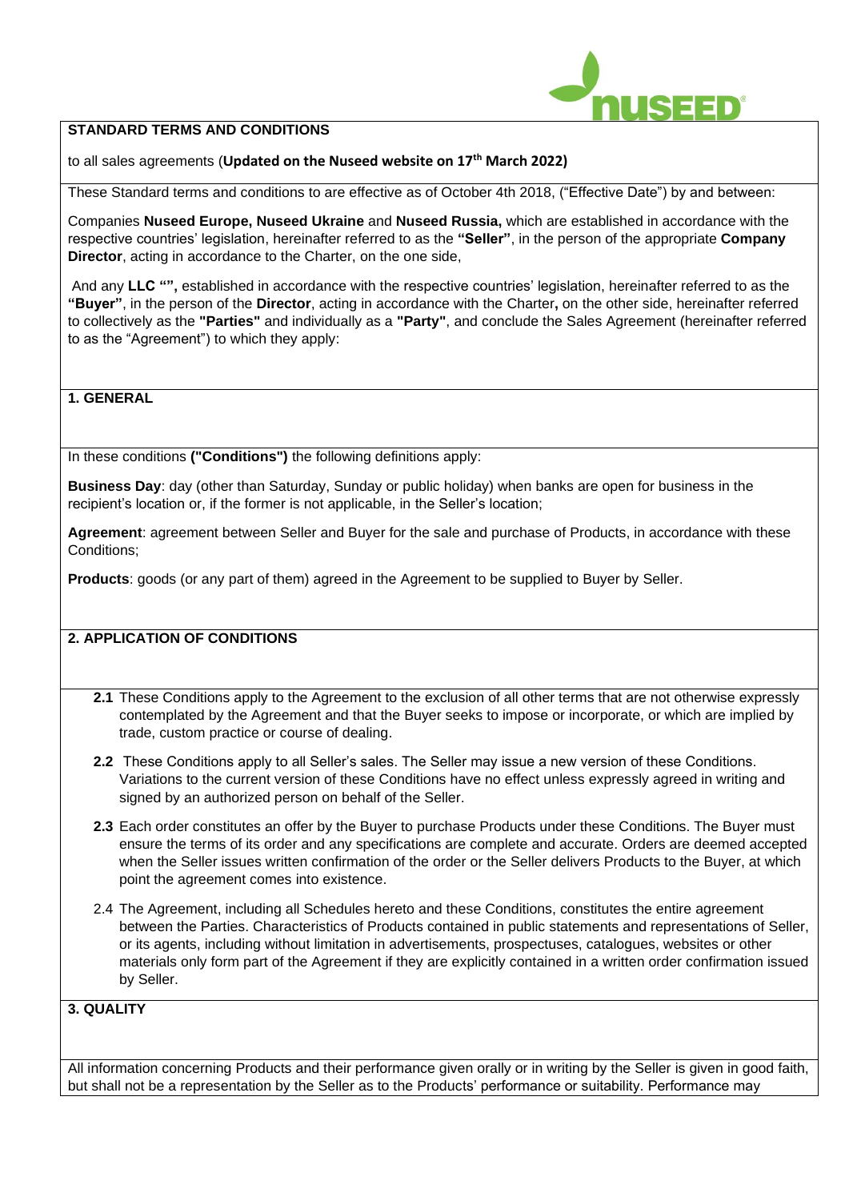## STANDARD TERMS AND CONDITIONS

to all sales agreements (**Updated on the Nuseed website on 17th March 2022)**

These Standard terms and conditions to are effective as of October 4th 2018, ("Effective Date") by and between:

Companies **Nuseed Europe, Nuseed Ukraine** and **Nuseed Russia,** which are established in accordance with the respective countries' legislation, hereinafter referred to as the **"Seller"**, in the person of the appropriate **Company Director**, acting in accordance to the Charter, on the one side,

And any **LLC "",** established in accordance with the respective countries' legislation, hereinafter referred to as the **"Buyer"**, in the person of the **Director**, acting in accordance with the Charter**,** on the other side, hereinafter referred to collectively as the **"Parties"** and individually as a **"Party"**, and conclude the Sales Agreement (hereinafter referred to as the "Agreement") to which they apply:

### 1. GENERAL

In these conditions **("Conditions")** the following definitions apply:

**Business Day**: day (other than Saturday, Sunday or public holiday) when banks are open for business in the recipient's location or, if the former is not applicable, in the Seller's location;

**Agreement**: agreement between Seller and Buyer for the sale and purchase of Products, in accordance with these Conditions;

**Products**: goods (or any part of them) agreed in the Agreement to be supplied to Buyer by Seller.

### 2. APPLICATION OF CONDITIONS

**2.1** These Conditions apply to the Agreement to the exclusion of all other terms that are not otherwise expressly contemplated by the Agreement and that the Buyer seeks to impose or incorporate, or which are implied by trade, custom practice or course of dealing.

**2.2** These Conditions apply to all Seller's sales. The Seller may issue a new version of these Conditions. Variations to the current version of these Conditions have no effect unless expressly agreed in writing and signed by an authorized person on behalf of the Seller.

**2.3** Each order constitutes an offer by the Buyer to purchase Products under these Conditions. The Buyer must ensure the terms of its order and any specifications are complete and accurate. Orders are deemed accepted when the Seller issues written confirmation of the order or the Seller delivers Products to the Buyer, at which point the agreement comes into existence.

2.4 The Agreement, including all Schedules hereto and these Conditions, constitutes the entire agreement between the Parties. Characteristics of Products contained in public statements and representations of Seller, or its agents, including without limitation in advertisements, prospectuses, catalogues, websites or other materials only form part of the Agreement if they are explicitly contained in a written order confirmation issued by Seller.

### 3. QUALITY

All information concerning Products and their performance given orally or in writing by the Seller is given in good faith, but shall not be a representation by the Seller as to the Products' performance or suitability. Performance may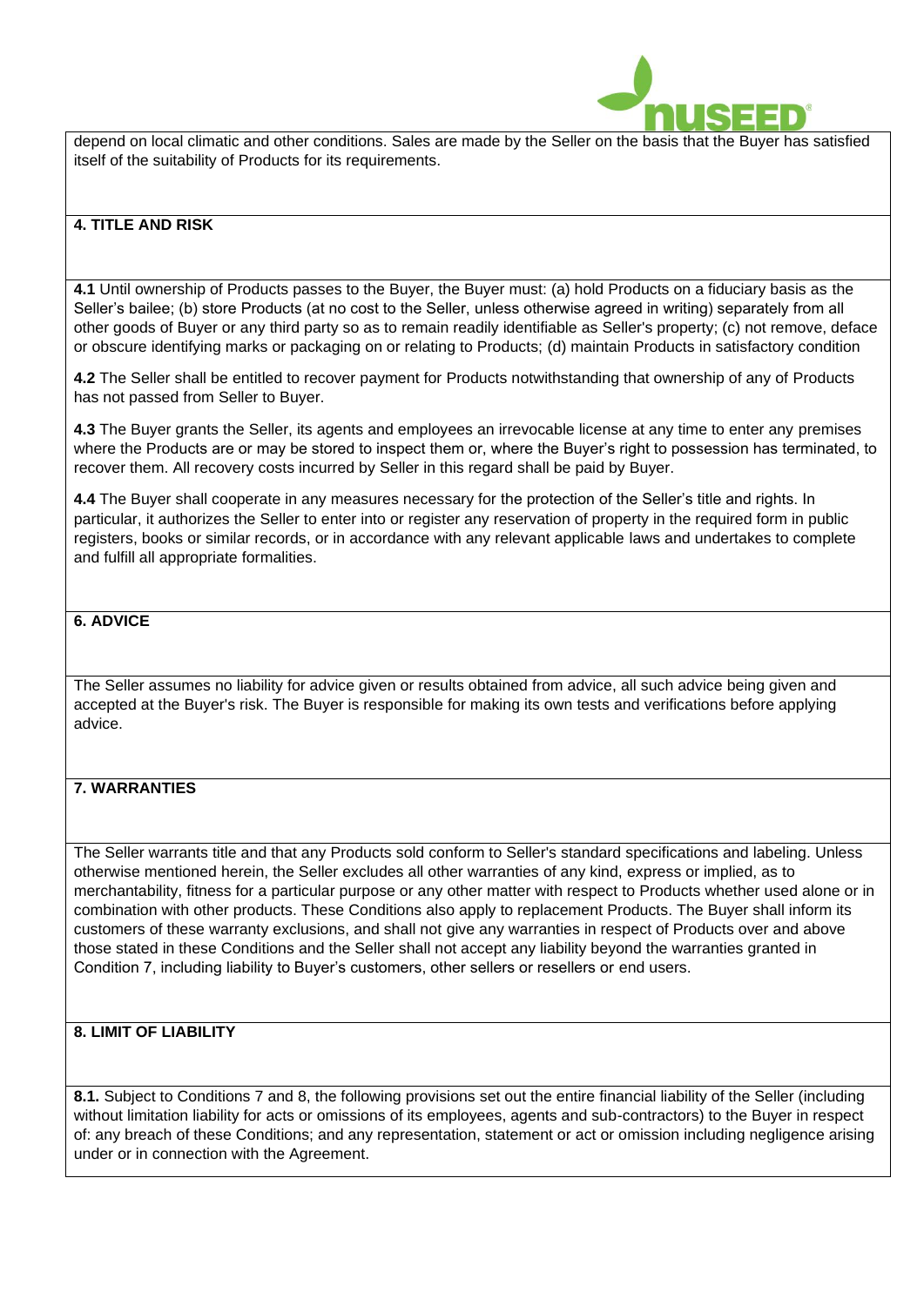depend on local climatic and other conditions. Sales are made by the Seller on the basis that the Buyer has satisfied itself of the suitability of Products for its requirements.

## 4. TITLE AND RISK

**4.1** Until ownership of Products passes to the Buyer, the Buyer must: (a) hold Products on a fiduciary basis as the Seller's bailee; (b) store Products (at no cost to the Seller, unless otherwise agreed in writing) separately from all other goods of Buyer or any third party so as to remain readily identifiable as Seller's property; (c) not remove, deface or obscure identifying marks or packaging on or relating to Products; (d) maintain Products in satisfactory condition

**4.2** The Seller shall be entitled to recover payment for Products notwithstanding that ownership of any of Products has not passed from Seller to Buyer.

**4.3** The Buyer grants the Seller, its agents and employees an irrevocable license at any time to enter any premises where the Products are or may be stored to inspect them or, where the Buyer's right to possession has terminated, to recover them. All recovery costs incurred by Seller in this regard shall be paid by Buyer.

**4.4** The Buyer shall cooperate in any measures necessary for the protection of the Seller's title and rights. In particular, it authorizes the Seller to enter into or register any reservation of property in the required form in public registers, books or similar records, or in accordance with any relevant applicable laws and undertakes to complete and fulfill all appropriate formalities.

## 6. ADVICE

The Seller assumes no liability for advice given or results obtained from advice, all such advice being given and accepted at the Buyer's risk. The Buyer is responsible for making its own tests and verifications before applying advice.

## 7. WARRANTIES

The Seller warrants title and that any Products sold conform to Seller's standard specifications and labeling. Unless otherwise mentioned herein, the Seller excludes all other warranties of any kind, express or implied, as to merchantability, fitness for a particular purpose or any other matter with respect to Products whether used alone or in combination with other products. These Conditions also apply to replacement Products. The Buyer shall inform its customers of these warranty exclusions, and shall not give any warranties in respect of Products over and above those stated in these Conditions and the Seller shall not accept any liability beyond the warranties granted in Condition 7, including liability to Buyer's customers, other sellers or resellers or end users.

## 8. LIMIT OF LIABILITY

**8.1.** Subject to Conditions 7 and 8, the following provisions set out the entire financial liability of the Seller (including without limitation liability for acts or omissions of its employees, agents and sub-contractors) to the Buyer in respect of: any breach of these Conditions; and any representation, statement or act or omission including negligence arising under or in connection with the Agreement.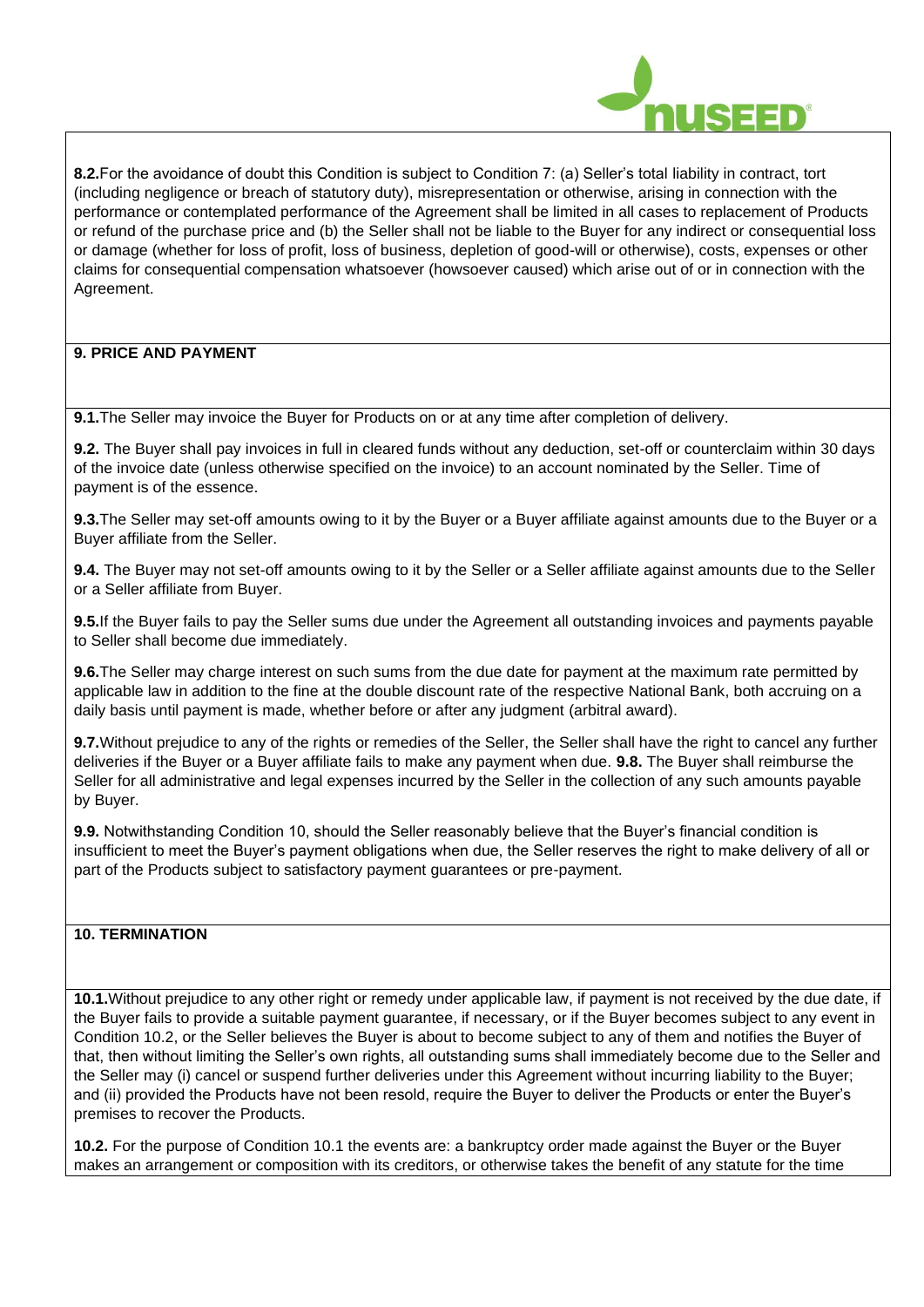**8.2.** For the avoidance of doubt this Condition is subject to Condition 7: (a) Seller's total liability in contract, tort (including negligence or breach of statutory duty), misrepresentation or otherwise, arising in connection with the performance or contemplated performance of the Agreement shall be limited in all cases to replacement of Products or refund of the purchase price and (b) the Seller shall not be liable to the Buyer for any indirect or consequential loss or damage (whether for loss of profit, loss of business, depletion of good-will or otherwise), costs, expenses or other claims for consequential compensation whatsoever (howsoever caused) which arise out of or in connection with the Agreement.

## 9. PRICE AND PAYMENT

**9.1.** The Seller may invoice the Buyer for Products on or at any time after completion of delivery.

**9.2.** The Buyer shall pay invoices in full in cleared funds without any deduction, set-off or counterclaim within 30 days of the invoice date (unless otherwise specified on the invoice) to an account nominated by the Seller. Time of payment is of the essence.

**9.3.** The Seller may set-off amounts owing to it by the Buyer or a Buyer affiliate against amounts due to the Buyer or a Buyer affiliate from the Seller.

**9.4.** The Buyer may not set-off amounts owing to it by the Seller or a Seller affiliate against amounts due to the Seller or a Seller affiliate from Buyer.

**9.5.** If the Buyer fails to pay the Seller sums due under the Agreement all outstanding invoices and payments payable to Seller shall become due immediately.

**9.6.** The Seller may charge interest on such sums from the due date for payment at the maximum rate permitted by applicable law in addition to the fine at the double discount rate of the respective National Bank, both accruing on a daily basis until payment is made, whether before or after any judgment (arbitral award).

**9.7.** Without prejudice to any of the rights or remedies of the Seller, the Seller shall have the right to cancel any further deliveries if the Buyer or a Buyer affiliate fails to make any payment when due. **9.8.** The Buyer shall reimburse the Seller for all administrative and legal expenses incurred by the Seller in the collection of any such amounts payable by Buyer.

**9.9.** Notwithstanding Condition 10, should the Seller reasonably believe that the Buyer's financial condition is insufficient to meet the Buyer's payment obligations when due, the Seller reserves the right to make delivery of all or part of the Products subject to satisfactory payment guarantees or pre-payment.

## 10. TERMINATION

**10.1.** Without prejudice to any other right or remedy under applicable law, if payment is not received by the due date, if the Buyer fails to provide a suitable payment guarantee, if necessary, or if the Buyer becomes subject to any event in Condition 10.2, or the Seller believes the Buyer is about to become subject to any of them and notifies the Buyer of that, then without limiting the Seller's own rights, all outstanding sums shall immediately become due to the Seller and the Seller may (i) cancel or suspend further deliveries under this Agreement without incurring liability to the Buyer; and (ii) provided the Products have not been resold, require the Buyer to deliver the Products or enter the Buyer's premises to recover the Products.

**10.2.** For the purpose of Condition 10.1 the events are: a bankruptcy order made against the Buyer or the Buyer makes an arrangement or composition with its creditors, or otherwise takes the benefit of any statute for the time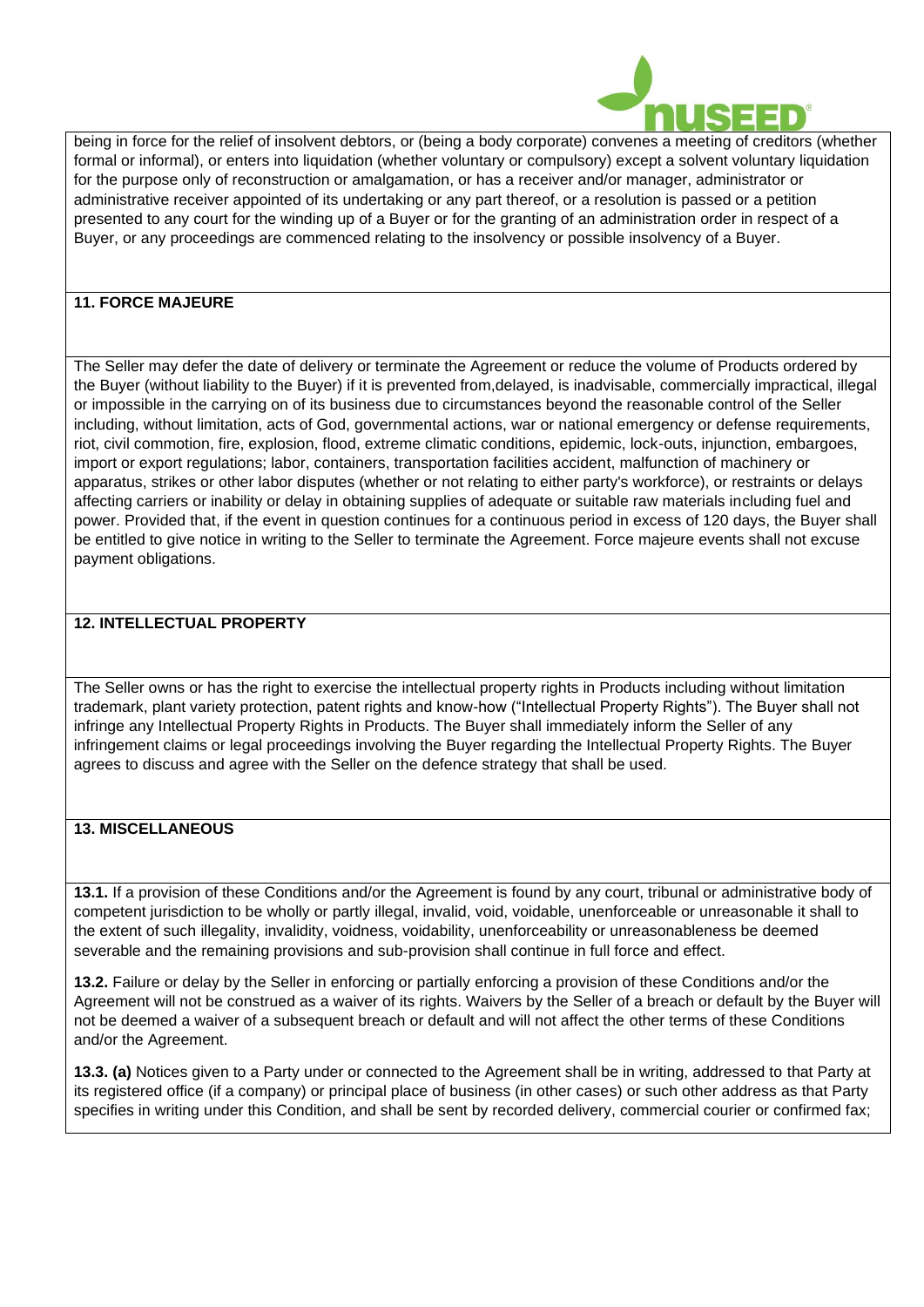being in force for the relief of insolvent debtors, or (being a body corporate) convenes a meeting of creditors (whether formal or informal), or enters into liquidation (whether voluntary or compulsory) except a solvent voluntary liquidation for the purpose only of reconstruction or amalgamation, or has a receiver and/or manager, administrator or administrative receiver appointed of its undertaking or any part thereof, or a resolution is passed or a petition presented to any court for the winding up of a Buyer or for the granting of an administration order in respect of a Buyer, or any proceedings are commenced relating to the insolvency or possible insolvency of a Buyer.

## 11. FORCE MAJEURE

The Seller may defer the date of delivery or terminate the Agreement or reduce the volume of Products ordered by the Buyer (without liability to the Buyer) if it is prevented from,delayed, is inadvisable, commercially impractical, illegal or impossible in the carrying on of its business due to circumstances beyond the reasonable control of the Seller including, without limitation, acts of God, governmental actions, war or national emergency or defense requirements, riot, civil commotion, fire, explosion, flood, extreme climatic conditions, epidemic, lock-outs, injunction, embargoes, import or export regulations; labor, containers, transportation facilities accident, malfunction of machinery or apparatus, strikes or other labor disputes (whether or not relating to either party's workforce), or restraints or delays affecting carriers or inability or delay in obtaining supplies of adequate or suitable raw materials including fuel and power. Provided that, if the event in question continues for a continuous period in excess of 120 days, the Buyer shall be entitled to give notice in writing to the Seller to terminate the Agreement. Force majeure events shall not excuse payment obligations.

## 12. INTELLECTUAL PROPERTY

The Seller owns or has the right to exercise the intellectual property rights in Products including without limitation trademark, plant variety protection, patent rights and know-how ("Intellectual Property Rights"). The Buyer shall not infringe any Intellectual Property Rights in Products. The Buyer shall immediately inform the Seller of any infringement claims or legal proceedings involving the Buyer regarding the Intellectual Property Rights. The Buyer agrees to discuss and agree with the Seller on the defence strategy that shall be used.

## 13. MISCELLANEOUS

**13.1.** If a provision of these Conditions and/or the Agreement is found by any court, tribunal or administrative body of competent jurisdiction to be wholly or partly illegal, invalid, void, voidable, unenforceable or unreasonable it shall to the extent of such illegality, invalidity, voidness, voidability, unenforceability or unreasonableness be deemed severable and the remaining provisions and sub-provision shall continue in full force and effect.

**13.2.** Failure or delay by the Seller in enforcing or partially enforcing a provision of these Conditions and/or the Agreement will not be construed as a waiver of its rights. Waivers by the Seller of a breach or default by the Buyer will not be deemed a waiver of a subsequent breach or default and will not affect the other terms of these Conditions and/or the Agreement.

**13.3. (a)** Notices given to a Party under or connected to the Agreement shall be in writing, addressed to that Party at its registered office (if a company) or principal place of business (in other cases) or such other address as that Party specifies in writing under this Condition, and shall be sent by recorded delivery, commercial courier or confirmed fax;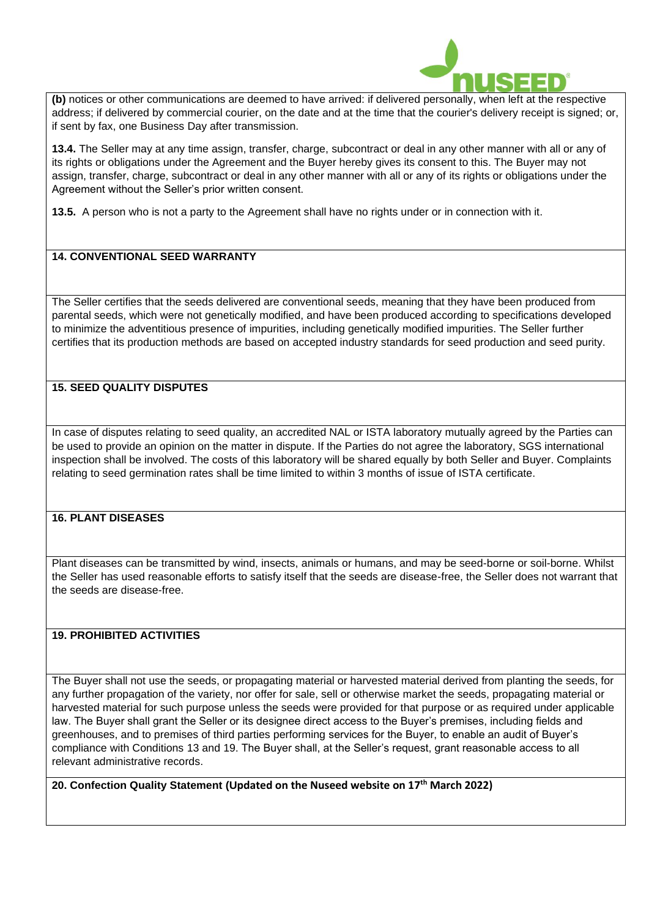**(b)** notices or other communications are deemed to have arrived: if delivered personally, when left at the respective address; if delivered by commercial courier, on the date and at the time that the courier's delivery receipt is signed; or, if sent by fax, one Business Day after transmission.

**13.4.** The Seller may at any time assign, transfer, charge, subcontract or deal in any other manner with all or any of its rights or obligations under the Agreement and the Buyer hereby gives its consent to this. The Buyer may not assign, transfer, charge, subcontract or deal in any other manner with all or any of its rights or obligations under the Agreement without the Seller's prior written consent.

**13.5.** A person who is not a party to the Agreement shall have no rights under or in connection with it.

## 14. CONVENTIONAL SEED WARRANTY

The Seller certifies that the seeds delivered are conventional seeds, meaning that they have been produced from parental seeds, which were not genetically modified, and have been produced according to specifications developed to minimize the adventitious presence of impurities, including genetically modified impurities. The Seller further certifies that its production methods are based on accepted industry standards for seed production and seed purity.

## 15. SEED QUALITY DISPUTES

In case of disputes relating to seed quality, an accredited NAL or ISTA laboratory mutually agreed by the Parties can be used to provide an opinion on the matter in dispute. If the Parties do not agree the laboratory, SGS international inspection shall be involved. The costs of this laboratory will be shared equally by both Seller and Buyer. Complaints relating to seed germination rates shall be time limited to within 3 months of issue of ISTA certificate.

## 16. PLANT DISEASES

Plant diseases can be transmitted by wind, insects, animals or humans, and may be seed-borne or soil-borne. Whilst the Seller has used reasonable efforts to satisfy itself that the seeds are disease-free, the Seller does not warrant that the seeds are disease-free.

## 19. PROHIBITED ACTIVITIES

The Buyer shall not use the seeds, or propagating material or harvested material derived from planting the seeds, for any further propagation of the variety, nor offer for sale, sell or otherwise market the seeds, propagating material or harvested material for such purpose unless the seeds were provided for that purpose or as required under applicable law. The Buyer shall grant the Seller or its designee direct access to the Buyer's premises, including fields and greenhouses, and to premises of third parties performing services for the Buyer, to enable an audit of Buyer's compliance with Conditions 13 and 19. The Buyer shall, at the Seller's request, grant reasonable access to all relevant administrative records.

## 20. Confection Quality Statement (Updated on the Nuseed website on 17th March 2022)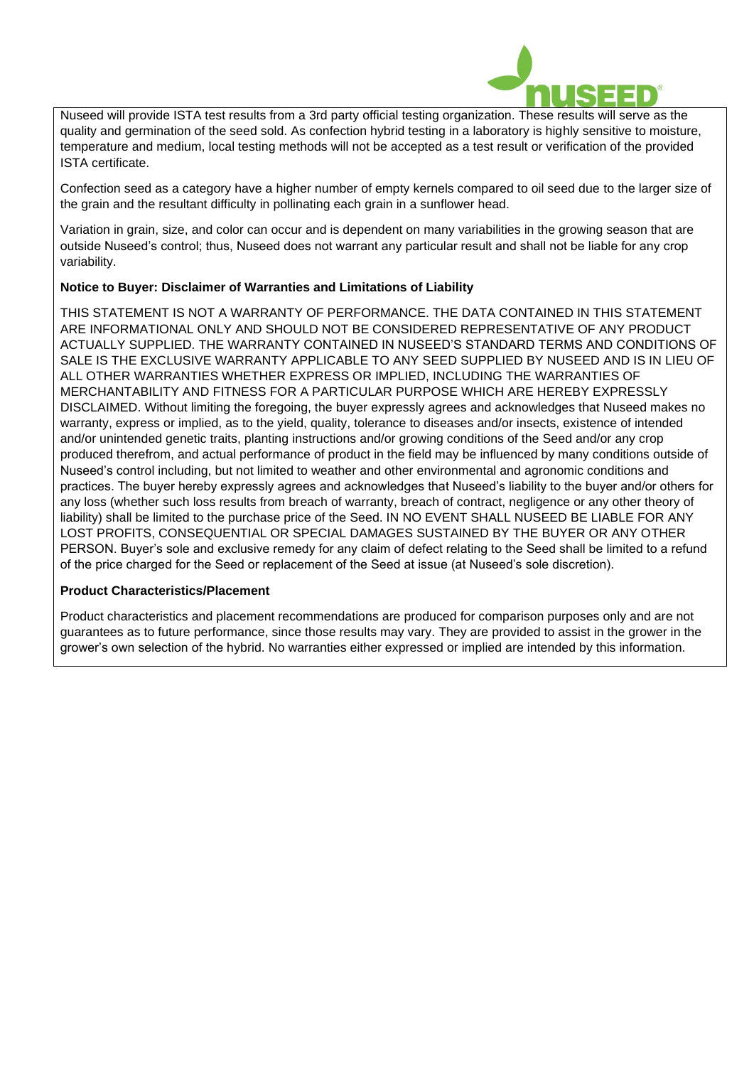Nuseed will provide ISTA test results from a 3rd party official testing organization. These results will serve as the quality and germination of the seed sold. As confection hybrid testing in a laboratory is highly sensitive to moisture, temperature and medium, local testing methods will not be accepted as a test result or verification of the provided ISTA certificate.

Confection seed as a category have a higher number of empty kernels compared to oil seed due to the larger size of the grain and the resultant difficulty in pollinating each grain in a sunflower head.

Variation in grain, size, and color can occur and is dependent on many variabilities in the growing season that are outside Nuseed's control; thus, Nuseed does not warrant any particular result and shall not be liable for any crop variability.

**Notice to Buyer: Disclaimer of Warranties and Limitations of Liability**

THIS STATEMENT IS NOT A WARRANTY OF PERFORMANCE. THE DATA CONTAINED IN THIS STATEMENT ARE INFORMATIONAL ONLY AND SHOULD NOT BE CONSIDERED REPRESENTATIVE OF ANY PRODUCT ACTUALLY SUPPLIED. THE WARRANTY CONTAINED IN NUSEED'S STANDARD TERMS AND CONDITIONS OF SALE IS THE EXCLUSIVE WARRANTY APPLICABLE TO ANY SEED SUPPLIED BY NUSEED AND IS IN LIEU OF ALL OTHER WARRANTIES WHETHER EXPRESS OR IMPLIED, INCLUDING THE WARRANTIES OF MERCHANTABILITY AND FITNESS FOR A PARTICULAR PURPOSE WHICH ARE HEREBY EXPRESSLY DISCLAIMED. Without limiting the foregoing, the buyer expressly agrees and acknowledges that Nuseed makes no warranty, express or implied, as to the yield, quality, tolerance to diseases and/or insects, existence of intended and/or unintended genetic traits, planting instructions and/or growing conditions of the Seed and/or any crop produced therefrom, and actual performance of product in the field may be influenced by many conditions outside of Nuseed's control including, but not limited to weather and other environmental and agronomic conditions and practices. The buyer hereby expressly agrees and acknowledges that Nuseed's liability to the buyer and/or others for any loss (whether such loss results from breach of warranty, breach of contract, negligence or any other theory of liability) shall be limited to the purchase price of the Seed. IN NO EVENT SHALL NUSEED BE LIABLE FOR ANY LOST PROFITS, CONSEQUENTIAL OR SPECIAL DAMAGES SUSTAINED BY THE BUYER OR ANY OTHER PERSON. Buyer's sole and exclusive remedy for any claim of defect relating to the Seed shall be limited to a refund of the price charged for the Seed or replacement of the Seed at issue (at Nuseed's sole discretion).

**Product Characteristics/Placement**

Product characteristics and placement recommendations are produced for comparison purposes only and are not guarantees as to future performance, since those results may vary. They are provided to assist in the grower in the grower's own selection of the hybrid. No warranties either expressed or implied are intended by this information.